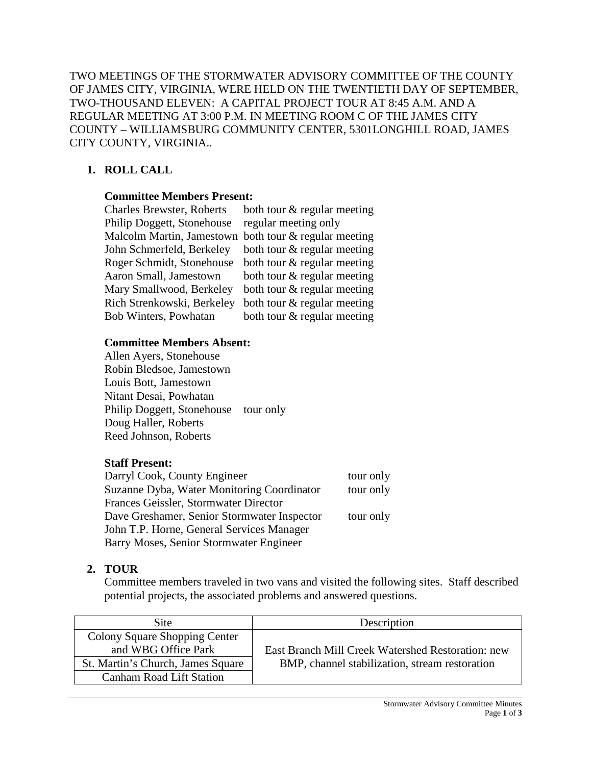TWO MEETINGS OF THE STORMWATER ADVISORY COMMITTEE OF THE COUNTY OF JAMES CITY, VIRGINIA, WERE HELD ON THE TWENTIETH DAY OF SEPTEMBER, TWO-THOUSAND ELEVEN: A CAPITAL PROJECT TOUR AT 8:45 A.M. AND A REGULAR MEETING AT 3:00 P.M. IN MEETING ROOM C OF THE JAMES CITY COUNTY – WILLIAMSBURG COMMUNITY CENTER, 5301LONGHILL ROAD, JAMES CITY COUNTY, VIRGINIA..

## 1. ROLL CALL

**Committee Members Present:**

| | |
|---|---|
| Charles Brewster, Roberts | both tour & regular meeting |
| Philip Doggett, Stonehouse | regular meeting only |
| Malcolm Martin, Jamestown | both tour & regular meeting |
| John Schmerfeld, Berkeley | both tour & regular meeting |
| Roger Schmidt, Stonehouse | both tour & regular meeting |
| Aaron Small, Jamestown | both tour & regular meeting |
| Mary Smallwood, Berkeley | both tour & regular meeting |
| Rich Strenkowski, Berkeley | both tour & regular meeting |
| Bob Winters, Powhatan | both tour & regular meeting |

**Committee Members Absent:**

| | |
|---|---|
| Allen Ayers, Stonehouse | |
| Robin Bledsoe, Jamestown | |
| Louis Bott, Jamestown | |
| Nitant Desai, Powhatan | |
| Philip Doggett, Stonehouse | tour only |
| Doug Haller, Roberts | |
| Reed Johnson, Roberts | |

**Staff Present:**

| | |
|---|---|
| Darryl Cook, County Engineer | tour only |
| Suzanne Dyba, Water Monitoring Coordinator | tour only |
| Frances Geissler, Stormwater Director | |
| Dave Greshamer, Senior Stormwater Inspector | tour only |
| John T.P. Horne, General Services Manager | |
| Barry Moses, Senior Stormwater Engineer | |

## 2. TOUR

Committee members traveled in two vans and visited the following sites. Staff described potential projects, the associated problems and answered questions.

| Site | Description |
|---|---|
| Colony Square Shopping Center and WBG Office Park | East Branch Mill Creek Watershed Restoration: new BMP, channel stabilization, stream restoration |
| St. Martin's Church, James Square | |
| Canham Road Lift Station | |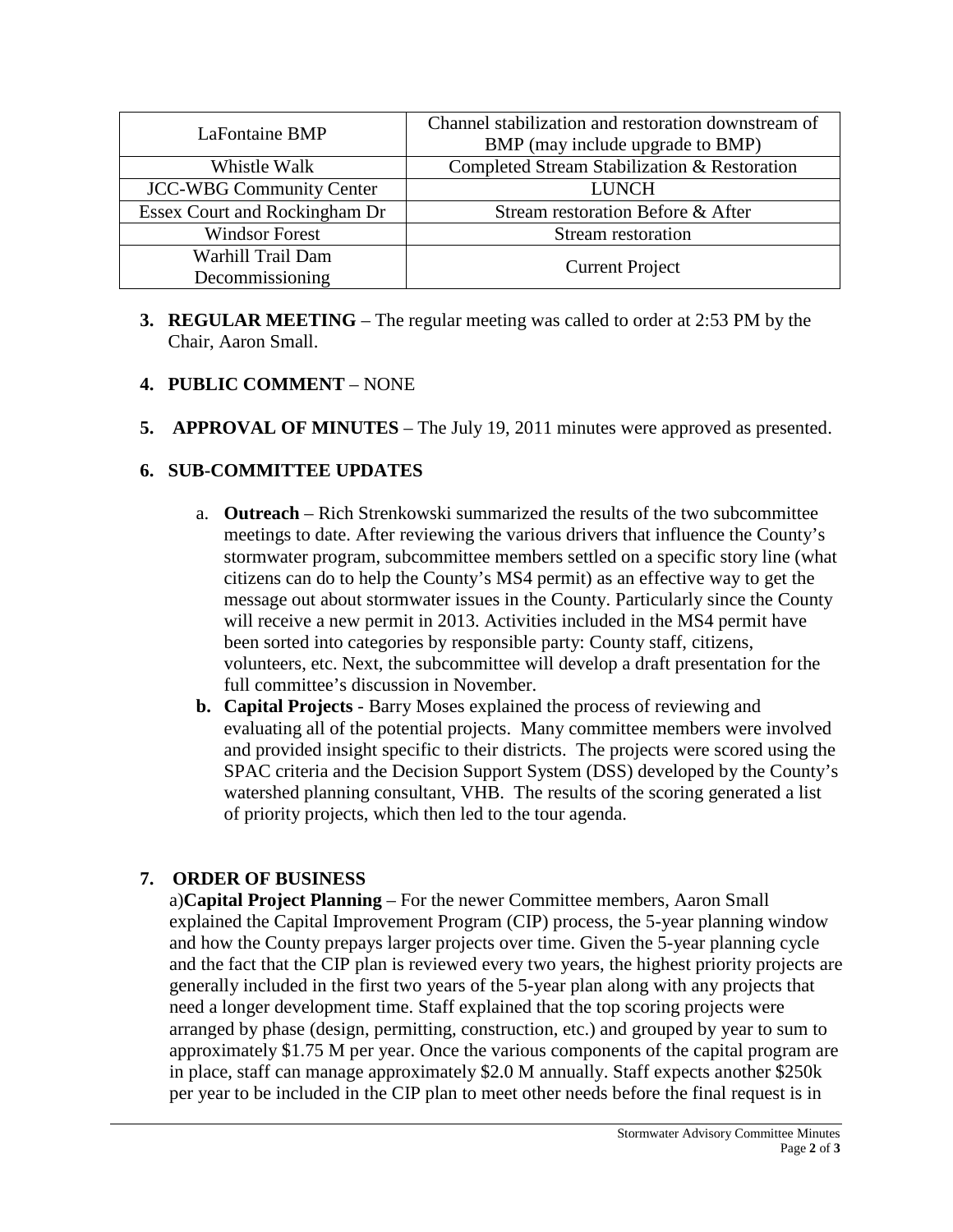| | |
|---|---|
| LaFontaine BMP | Channel stabilization and restoration downstream of BMP (may include upgrade to BMP) |
| Whistle Walk | Completed Stream Stabilization & Restoration |
| JCC-WBG Community Center | LUNCH |
| Essex Court and Rockingham Dr | Stream restoration Before & After |
| Windsor Forest | Stream restoration |
| Warhill Trail Dam Decommissioning | Current Project |

**3. REGULAR MEETING** – The regular meeting was called to order at 2:53 PM by the Chair, Aaron Small.

**4. PUBLIC COMMENT** – NONE

**5. APPROVAL OF MINUTES** – The July 19, 2011 minutes were approved as presented.

**6. SUB-COMMITTEE UPDATES**

a. **Outreach** – Rich Strenkowski summarized the results of the two subcommittee meetings to date. After reviewing the various drivers that influence the County's stormwater program, subcommittee members settled on a specific story line (what citizens can do to help the County's MS4 permit) as an effective way to get the message out about stormwater issues in the County. Particularly since the County will receive a new permit in 2013. Activities included in the MS4 permit have been sorted into categories by responsible party: County staff, citizens, volunteers, etc. Next, the subcommittee will develop a draft presentation for the full committee's discussion in November.

**b. Capital Projects** - Barry Moses explained the process of reviewing and evaluating all of the potential projects. Many committee members were involved and provided insight specific to their districts. The projects were scored using the SPAC criteria and the Decision Support System (DSS) developed by the County's watershed planning consultant, VHB. The results of the scoring generated a list of priority projects, which then led to the tour agenda.

**7. ORDER OF BUSINESS**

a)**Capital Project Planning** – For the newer Committee members, Aaron Small explained the Capital Improvement Program (CIP) process, the 5-year planning window and how the County prepays larger projects over time. Given the 5-year planning cycle and the fact that the CIP plan is reviewed every two years, the highest priority projects are generally included in the first two years of the 5-year plan along with any projects that need a longer development time. Staff explained that the top scoring projects were arranged by phase (design, permitting, construction, etc.) and grouped by year to sum to approximately $1.75 M per year. Once the various components of the capital program are in place, staff can manage approximately $2.0 M annually. Staff expects another $250k per year to be included in the CIP plan to meet other needs before the final request is in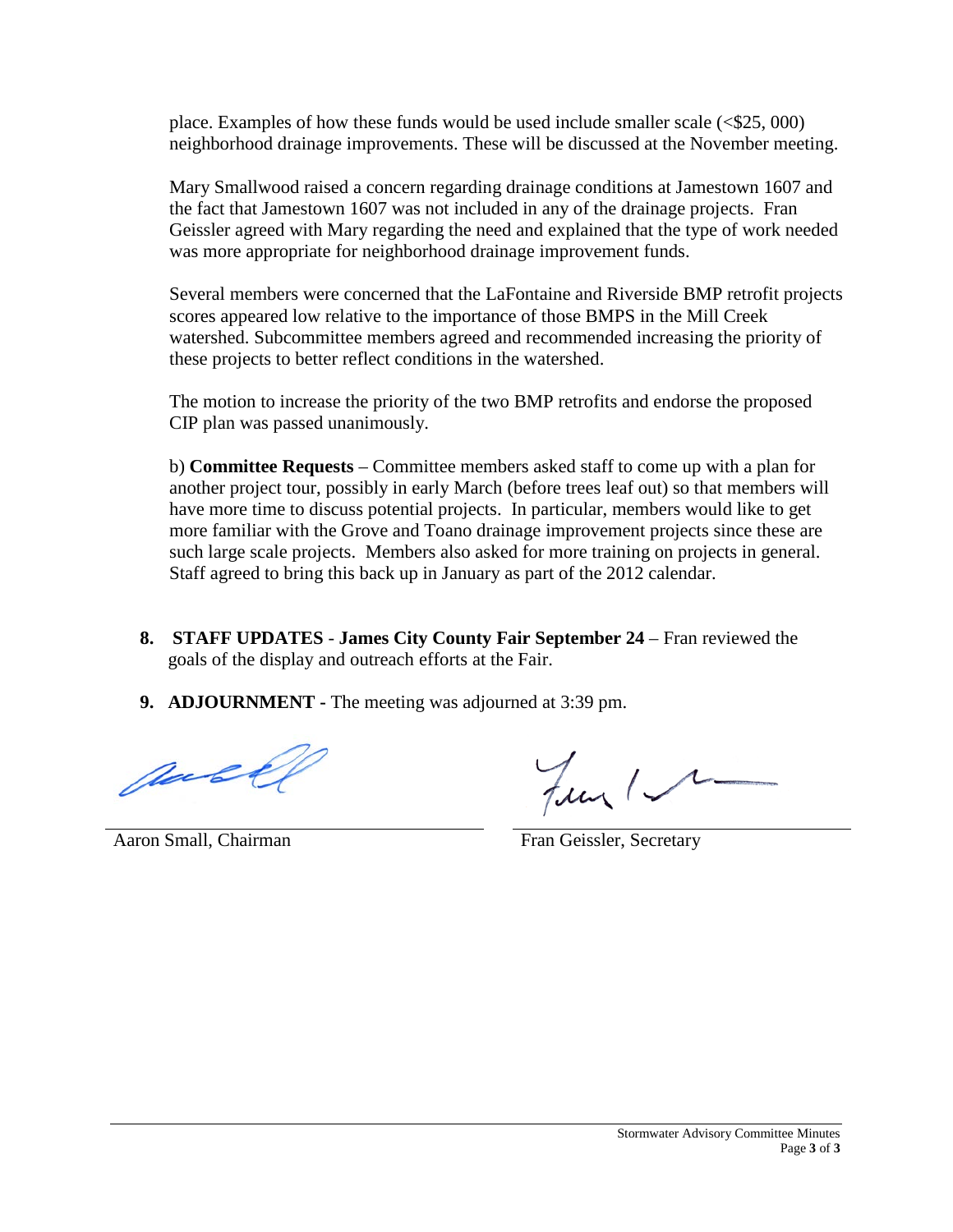place. Examples of how these funds would be used include smaller scale (<$25, 000) neighborhood drainage improvements. These will be discussed at the November meeting.

Mary Smallwood raised a concern regarding drainage conditions at Jamestown 1607 and the fact that Jamestown 1607 was not included in any of the drainage projects. Fran Geissler agreed with Mary regarding the need and explained that the type of work needed was more appropriate for neighborhood drainage improvement funds.

Several members were concerned that the LaFontaine and Riverside BMP retrofit projects scores appeared low relative to the importance of those BMPS in the Mill Creek watershed. Subcommittee members agreed and recommended increasing the priority of these projects to better reflect conditions in the watershed.

The motion to increase the priority of the two BMP retrofits and endorse the proposed CIP plan was passed unanimously.

b) **Committee Requests** – Committee members asked staff to come up with a plan for another project tour, possibly in early March (before trees leaf out) so that members will have more time to discuss potential projects. In particular, members would like to get more familiar with the Grove and Toano drainage improvement projects since these are such large scale projects. Members also asked for more training on projects in general. Staff agreed to bring this back up in January as part of the 2012 calendar.

**8. STAFF UPDATES** - **James City County Fair September 24** – Fran reviewed the goals of the display and outreach efforts at the Fair.

**9. ADJOURNMENT -** The meeting was adjourned at 3:39 pm.

Aaron Small, Chairman

Fran Geissler, Secretary